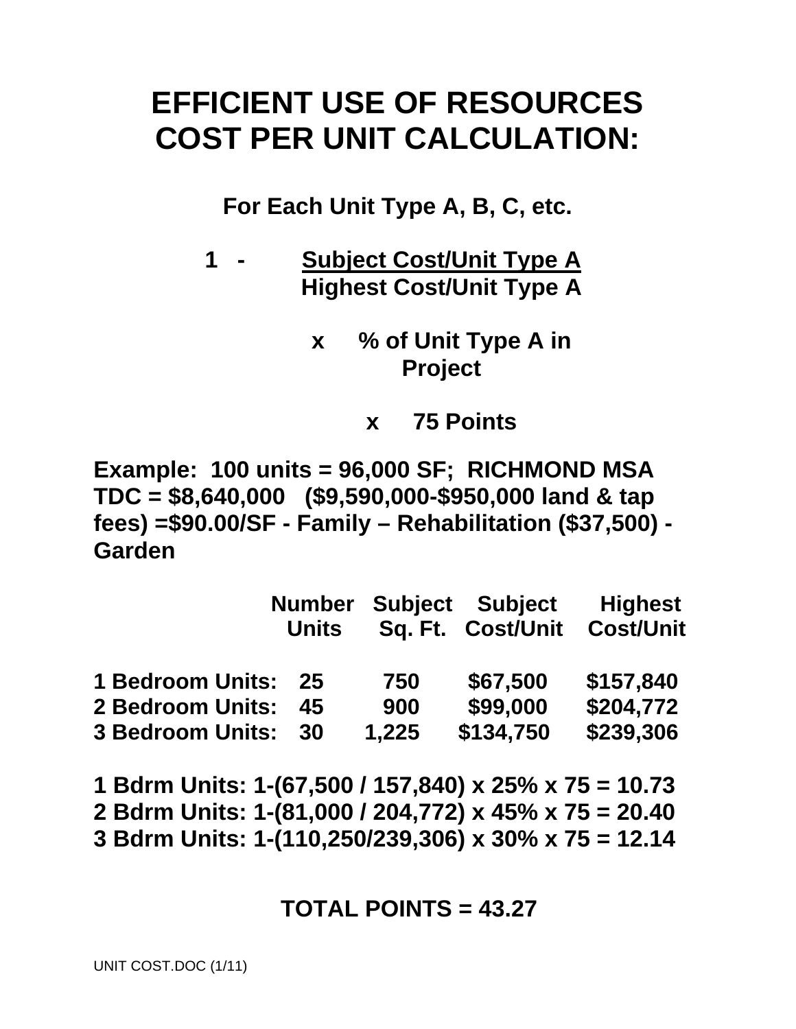# EFFICIENT USE OF RESOURCES COST PER UNIT CALCULATION:

**For Each Unit Type A, B, C, etc.**

$$1 - \frac{\text{Subject Cost/Unit Type A}}{\text{Highest Cost/Unit Type A}}$$

**x % of Unit Type A in Project**

**x 75 Points**

**Example: 100 units = 96,000 SF; RICHMOND MSA TDC = \$8,640,000 (\$9,590,000-\$950,000 land & tap fees) =\$90.00/SF - Family – Rehabilitation (\$37,500) - Garden**

| | Number Units | Subject Sq. Ft. | Subject Cost/Unit | Highest Cost/Unit |
|---|---|---|---|---|
| **1 Bedroom Units:** | **25** | **750** | **\$67,500** | **\$157,840** |
| **2 Bedroom Units:** | **45** | **900** | **\$99,000** | **\$204,772** |
| **3 Bedroom Units:** | **30** | **1,225** | **\$134,750** | **\$239,306** |

**1 Bdrm Units: 1-(67,500 / 157,840) x 25% x 75 = 10.73**
**2 Bdrm Units: 1-(81,000 / 204,772) x 45% x 75 = 20.40**
**3 Bdrm Units: 1-(110,250/239,306) x 30% x 75 = 12.14**

**TOTAL POINTS = 43.27**

UNIT COST.DOC (1/11)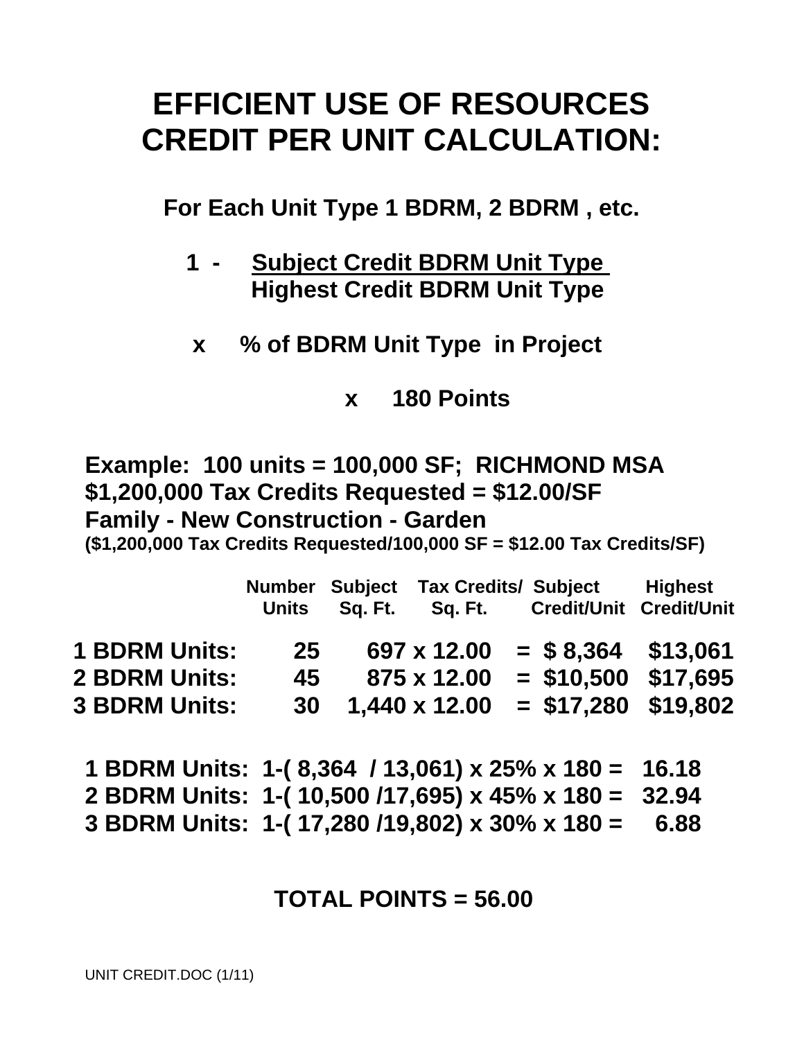# EFFICIENT USE OF RESOURCES CREDIT PER UNIT CALCULATION:

**For Each Unit Type 1 BDRM, 2 BDRM , etc.**

$$1 - \frac{\text{Subject Credit BDRM Unit Type}}{\text{Highest Credit BDRM Unit Type}}$$

**x % of BDRM Unit Type in Project**

**x 180 Points**

**Example: 100 units = 100,000 SF; RICHMOND MSA**
**$1,200,000 Tax Credits Requested = $12.00/SF**
**Family - New Construction - Garden**
**($1,200,000 Tax Credits Requested/100,000 SF = $12.00 Tax Credits/SF)**

| | Number Units | Subject Sq. Ft. | Tax Credits/ Sq. Ft. | Subject Credit/Unit | Highest Credit/Unit |
|---|---|---|---|---|---|
| **1 BDRM Units:** | 25 | 697 x | 12.00 | = $ 8,364 | $13,061 |
| **2 BDRM Units:** | 45 | 875 x | 12.00 | = $10,500 | $17,695 |
| **3 BDRM Units:** | 30 | 1,440 x | 12.00 | = $17,280 | $19,802 |

**1 BDRM Units: 1-( 8,364 / 13,061) x 25% x 180 = 16.18**
**2 BDRM Units: 1-( 10,500 /17,695) x 45% x 180 = 32.94**
**3 BDRM Units: 1-( 17,280 /19,802) x 30% x 180 = 6.88**

**TOTAL POINTS = 56.00**

UNIT CREDIT.DOC (1/11)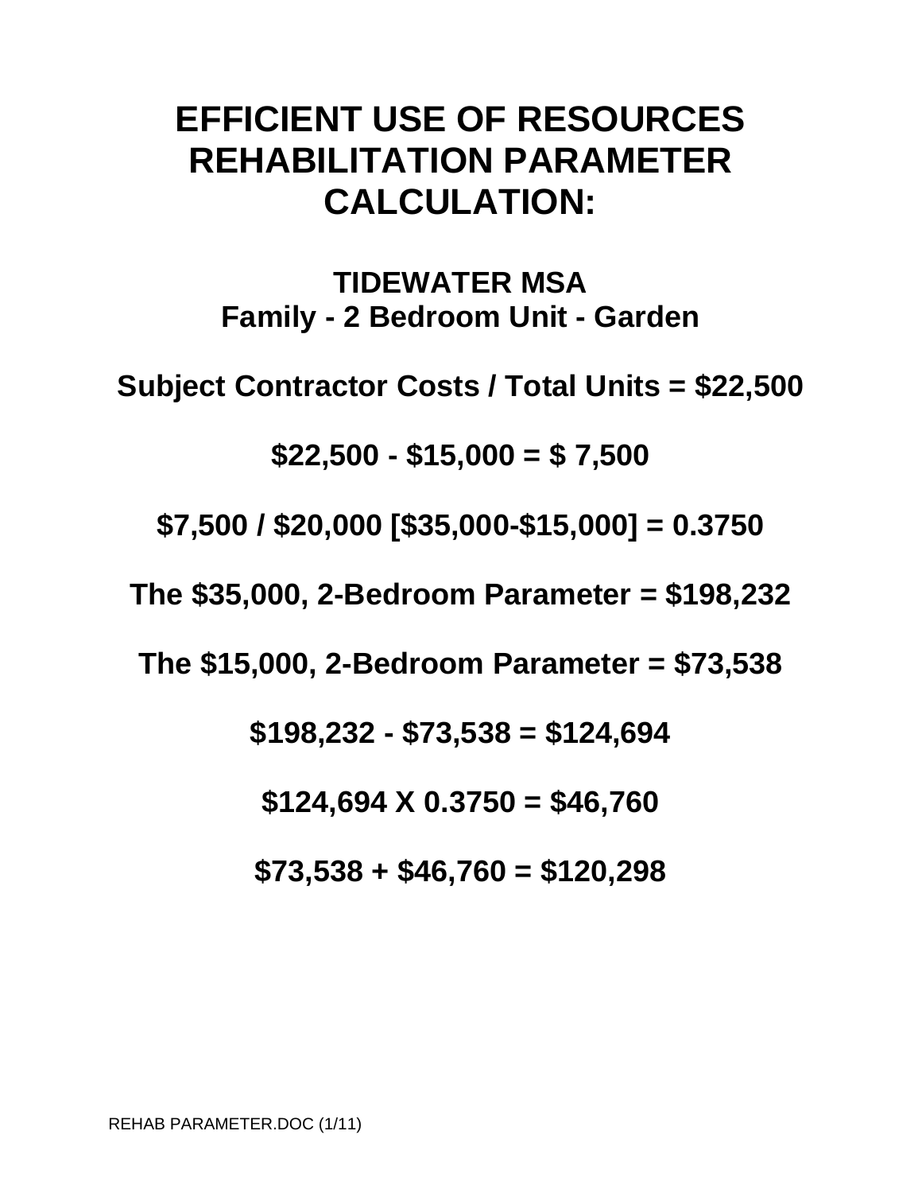# EFFICIENT USE OF RESOURCES REHABILITATION PARAMETER CALCULATION:

## TIDEWATER MSA
## Family - 2 Bedroom Unit - Garden

**Subject Contractor Costs / Total Units = $22,500**

**$22,500 - $15,000 = $ 7,500**

**$7,500 / $20,000 [$35,000-$15,000] = 0.3750**

**The $35,000, 2-Bedroom Parameter = $198,232**

**The $15,000, 2-Bedroom Parameter = $73,538**

**$198,232 - $73,538 = $124,694**

**$124,694 X 0.3750 = $46,760**

**$73,538 + $46,760 = $120,298**

REHAB PARAMETER.DOC (1/11)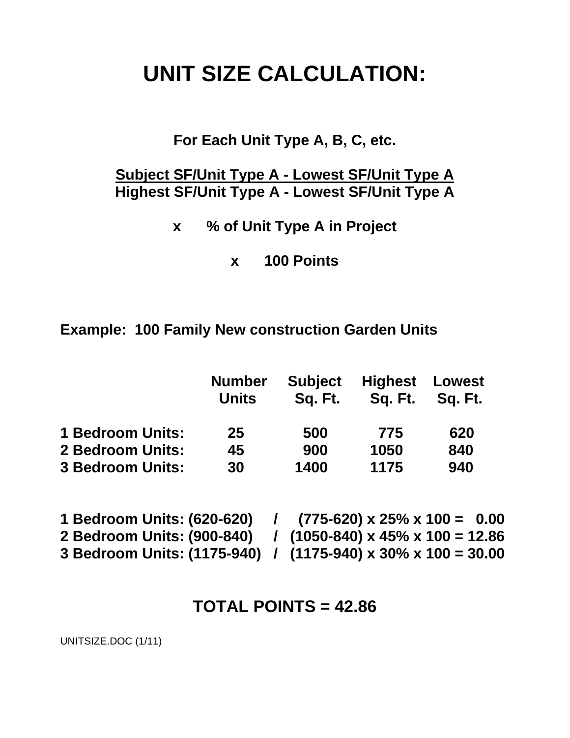# UNIT SIZE CALCULATION:

**For Each Unit Type A, B, C, etc.**

$$\frac{\text{Subject SF/Unit Type A} - \text{Lowest SF/Unit Type A}}{\text{Highest SF/Unit Type A} - \text{Lowest SF/Unit Type A}}$$

**x % of Unit Type A in Project**

**x 100 Points**

**Example: 100 Family New construction Garden Units**

| | Number Units | Subject Sq. Ft. | Highest Sq. Ft. | Lowest Sq. Ft. |
|---|---|---|---|---|
| **1 Bedroom Units:** | 25 | 500 | 775 | 620 |
| **2 Bedroom Units:** | 45 | 900 | 1050 | 840 |
| **3 Bedroom Units:** | 30 | 1400 | 1175 | 940 |

**1 Bedroom Units: (620-620) / (775-620) x 25% x 100 = 0.00**
**2 Bedroom Units: (900-840) / (1050-840) x 45% x 100 = 12.86**
**3 Bedroom Units: (1175-940) / (1175-940) x 30% x 100 = 30.00**

## TOTAL POINTS = 42.86

UNITSIZE.DOC (1/11)